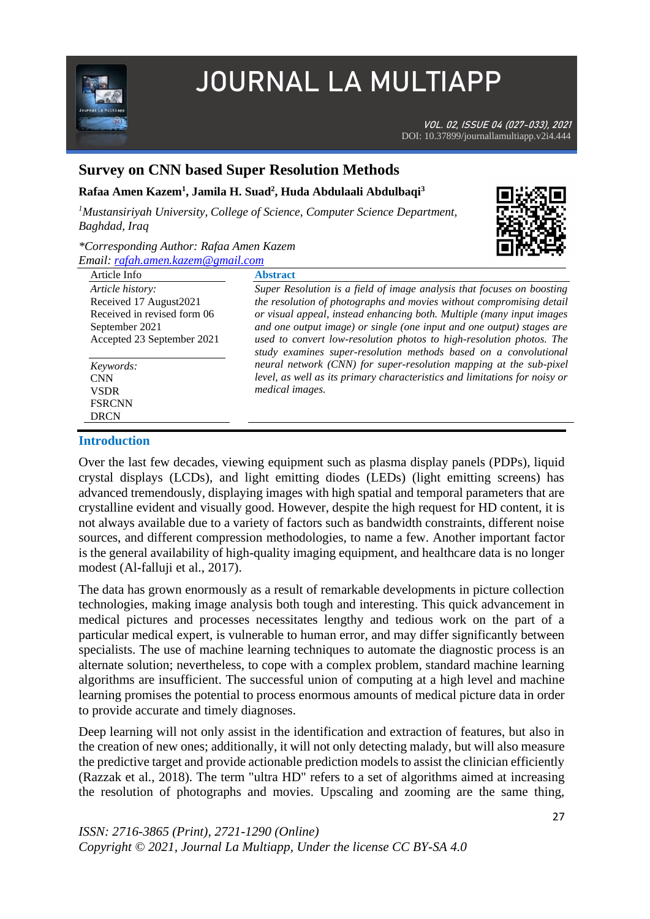# Survey on CNN based Super Resolution Methods

**Rafaa Amen Kazem[1], Jamila H. Suad[2], Huda Abdulaali Abdulbaqi[3]**

*[1]Mustansiriyah University, College of Science, Computer Science Department, Baghdad, Iraq*

*\*Corresponding Author: Rafaa Amen Kazem*
*Email: rafah.amen.kazem@gmail.com*

**Article Info**

*Article history:*
Received 17 August2021
Received in revised form 06 September 2021
Accepted 23 September 2021

*Keywords:*
CNN
VSDR
FSRCNN
DRCN

## Abstract

*Super Resolution is a field of image analysis that focuses on boosting the resolution of photographs and movies without compromising detail or visual appeal, instead enhancing both. Multiple (many input images and one output image) or single (one input and one output) stages are used to convert low-resolution photos to high-resolution photos. The study examines super-resolution methods based on a convolutional neural network (CNN) for super-resolution mapping at the sub-pixel level, as well as its primary characteristics and limitations for noisy or medical images.*

## Introduction

Over the last few decades, viewing equipment such as plasma display panels (PDPs), liquid crystal displays (LCDs), and light emitting diodes (LEDs) (light emitting screens) has advanced tremendously, displaying images with high spatial and temporal parameters that are crystalline evident and visually good. However, despite the high request for HD content, it is not always available due to a variety of factors such as bandwidth constraints, different noise sources, and different compression methodologies, to name a few. Another important factor is the general availability of high-quality imaging equipment, and healthcare data is no longer modest (Al-falluji et al., 2017).

The data has grown enormously as a result of remarkable developments in picture collection technologies, making image analysis both tough and interesting. This quick advancement in medical pictures and processes necessitates lengthy and tedious work on the part of a particular medical expert, is vulnerable to human error, and may differ significantly between specialists. The use of machine learning techniques to automate the diagnostic process is an alternate solution; nevertheless, to cope with a complex problem, standard machine learning algorithms are insufficient. The successful union of computing at a high level and machine learning promises the potential to process enormous amounts of medical picture data in order to provide accurate and timely diagnoses.

Deep learning will not only assist in the identification and extraction of features, but also in the creation of new ones; additionally, it will not only detecting malady, but will also measure the predictive target and provide actionable prediction models to assist the clinician efficiently (Razzak et al., 2018). The term "ultra HD" refers to a set of algorithms aimed at increasing the resolution of photographs and movies. Upscaling and zooming are the same thing,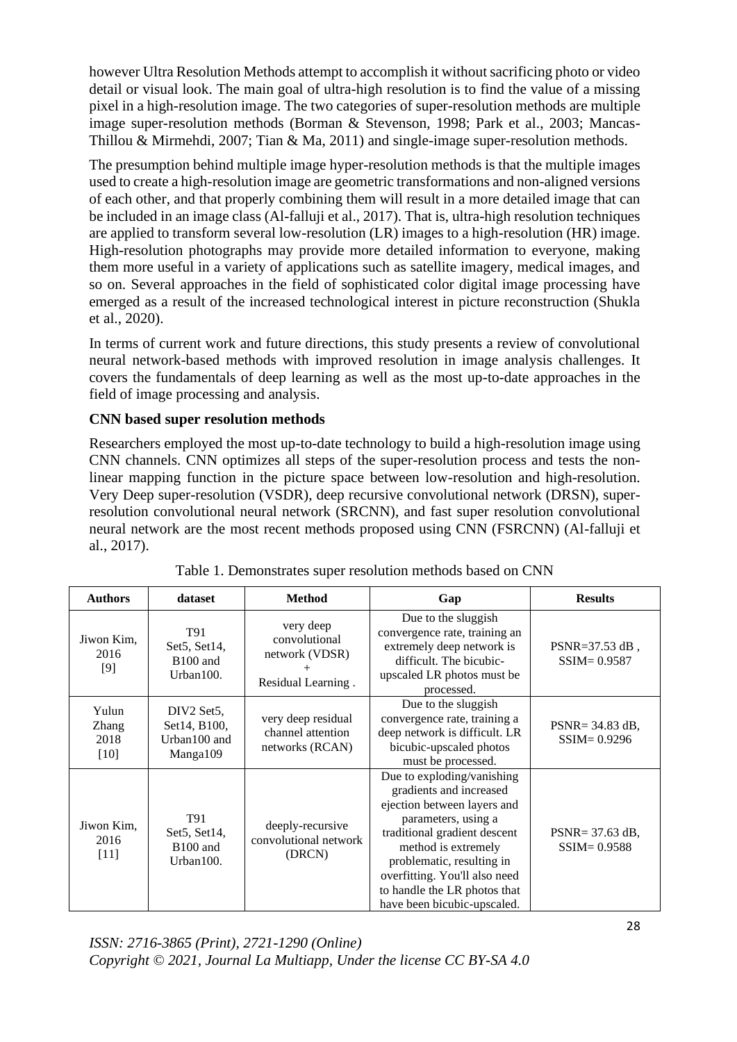however Ultra Resolution Methods attempt to accomplish it without sacrificing photo or video detail or visual look. The main goal of ultra-high resolution is to find the value of a missing pixel in a high-resolution image. The two categories of super-resolution methods are multiple image super-resolution methods (Borman & Stevenson, 1998; Park et al., 2003; Mancas-Thillou & Mirmehdi, 2007; Tian & Ma, 2011) and single-image super-resolution methods.

The presumption behind multiple image hyper-resolution methods is that the multiple images used to create a high-resolution image are geometric transformations and non-aligned versions of each other, and that properly combining them will result in a more detailed image that can be included in an image class (Al-falluji et al., 2017). That is, ultra-high resolution techniques are applied to transform several low-resolution (LR) images to a high-resolution (HR) image. High-resolution photographs may provide more detailed information to everyone, making them more useful in a variety of applications such as satellite imagery, medical images, and so on. Several approaches in the field of sophisticated color digital image processing have emerged as a result of the increased technological interest in picture reconstruction (Shukla et al., 2020).

In terms of current work and future directions, this study presents a review of convolutional neural network-based methods with improved resolution in image analysis challenges. It covers the fundamentals of deep learning as well as the most up-to-date approaches in the field of image processing and analysis.

## CNN based super resolution methods

Researchers employed the most up-to-date technology to build a high-resolution image using CNN channels. CNN optimizes all steps of the super-resolution process and tests the non-linear mapping function in the picture space between low-resolution and high-resolution. Very Deep super-resolution (VSDR), deep recursive convolutional network (DRSN), super-resolution convolutional neural network (SRCNN), and fast super resolution convolutional neural network are the most recent methods proposed using CNN (FSRCNN) (Al-falluji et al., 2017).

Table 1. Demonstrates super resolution methods based on CNN

| Authors | dataset | Method | Gap | Results |
|---|---|---|---|---|
| Jiwon Kim, 2016 [9] | T91 Set5, Set14, B100 and Urban100. | very deep convolutional network (VDSR) + Residual Learning . | Due to the sluggish convergence rate, training an extremely deep network is difficult. The bicubic-upscaled LR photos must be processed. | PSNR=37.53 dB , SSIM= 0.9587 |
| Yulun Zhang 2018 [10] | DIV2 Set5, Set14, B100, Urban100 and Manga109 | very deep residual channel attention networks (RCAN) | Due to the sluggish convergence rate, training a deep network is difficult. LR bicubic-upscaled photos must be processed. | PSNR= 34.83 dB, SSIM= 0.9296 |
| Jiwon Kim, 2016 [11] | T91 Set5, Set14, B100 and Urban100. | deeply-recursive convolutional network (DRCN) | Due to exploding/vanishing gradients and increased ejection between layers and parameters, using a traditional gradient descent method is extremely problematic, resulting in overfitting. You'll also need to handle the LR photos that have been bicubic-upscaled. | PSNR= 37.63 dB, SSIM= 0.9588 |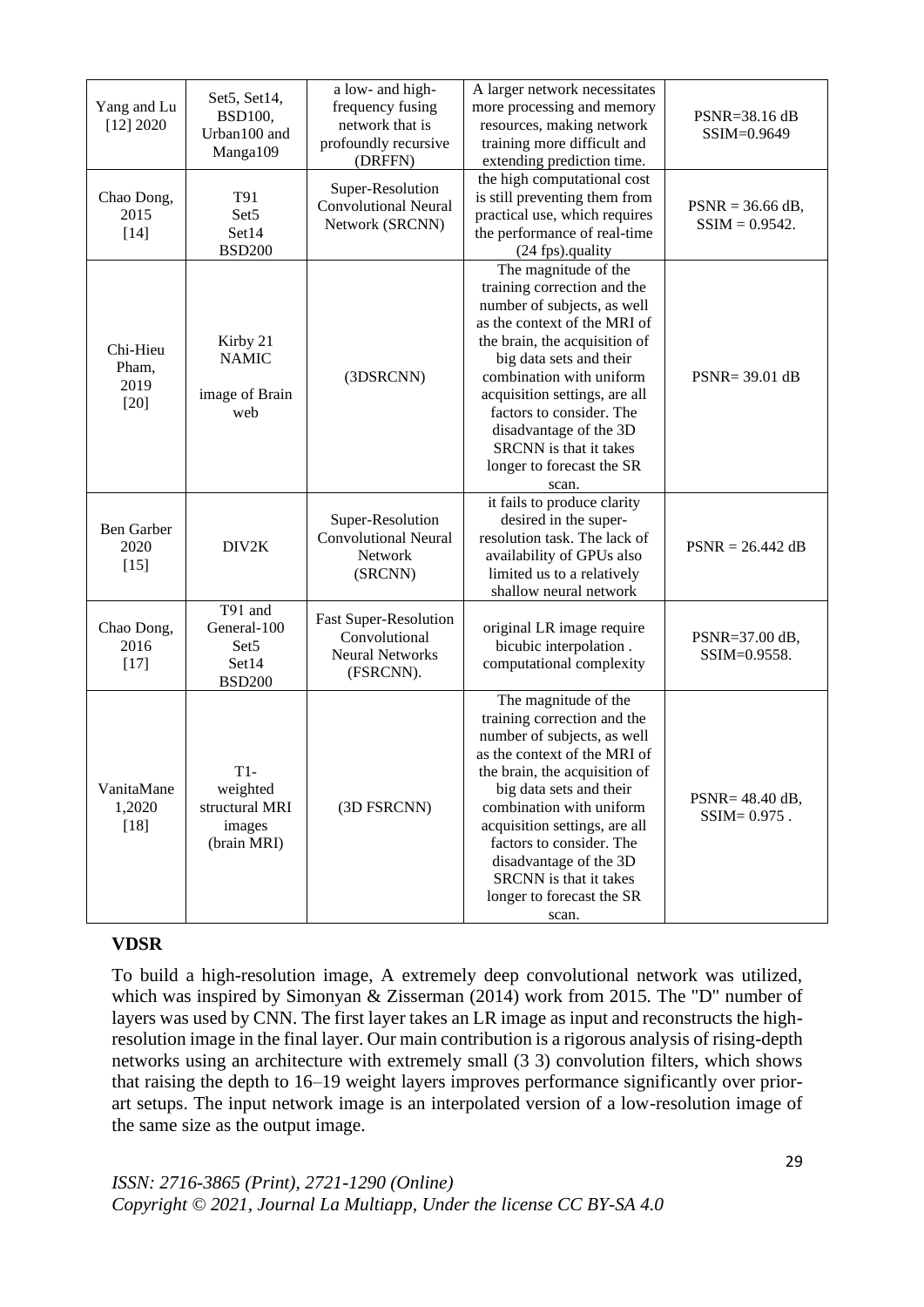| Yang and Lu [12] 2020 | Set5, Set14, BSD100, Urban100 and Manga109 | a low- and high-frequency fusing network that is profoundly recursive (DRFFN) | A larger network necessitates more processing and memory resources, making network training more difficult and extending prediction time. | PSNR=38.16 dB SSIM=0.9649 |
|---|---|---|---|---|
| Chao Dong, 2015 [14] | T91 Set5 Set14 BSD200 | Super-Resolution Convolutional Neural Network (SRCNN) | the high computational cost is still preventing them from practical use, which requires the performance of real-time (24 fps).quality | PSNR = 36.66 dB, SSIM = 0.9542. |
| Chi-Hieu Pham, 2019 [20] | Kirby 21 NAMIC image of Brain web | (3DSRCNN) | The magnitude of the training correction and the number of subjects, as well as the context of the MRI of the brain, the acquisition of big data sets and their combination with uniform acquisition settings, are all factors to consider. The disadvantage of the 3D SRCNN is that it takes longer to forecast the SR scan. | PSNR= 39.01 dB |
| Ben Garber 2020 [15] | DIV2K | Super-Resolution Convolutional Neural Network (SRCNN) | it fails to produce clarity desired in the super-resolution task. The lack of availability of GPUs also limited us to a relatively shallow neural network | PSNR = 26.442 dB |
| Chao Dong, 2016 [17] | T91 and General-100 Set5 Set14 BSD200 | Fast Super-Resolution Convolutional Neural Networks (FSRCNN). | original LR image require bicubic interpolation . computational complexity | PSNR=37.00 dB, SSIM=0.9558. |
| VanitaMane 1,2020 [18] | T1-weighted structural MRI images (brain MRI) | (3D FSRCNN) | The magnitude of the training correction and the number of subjects, as well as the context of the MRI of the brain, the acquisition of big data sets and their combination with uniform acquisition settings, are all factors to consider. The disadvantage of the 3D SRCNN is that it takes longer to forecast the SR scan. | PSNR= 48.40 dB, SSIM= 0.975 . |

**VDSR**

To build a high-resolution image, A extremely deep convolutional network was utilized, which was inspired by Simonyan & Zisserman (2014) work from 2015. The "D" number of layers was used by CNN. The first layer takes an LR image as input and reconstructs the high-resolution image in the final layer. Our main contribution is a rigorous analysis of rising-depth networks using an architecture with extremely small (3 3) convolution filters, which shows that raising the depth to 16–19 weight layers improves performance significantly over prior-art setups. The input network image is an interpolated version of a low-resolution image of the same size as the output image.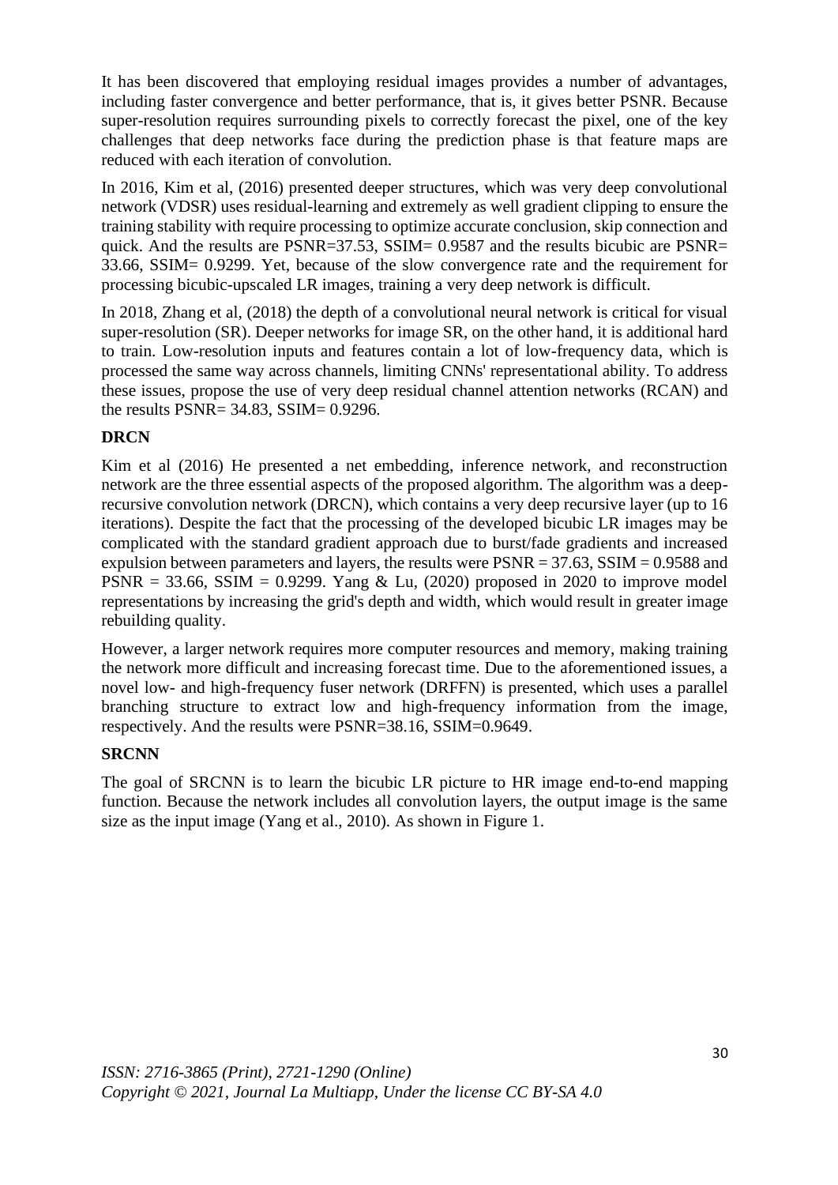It has been discovered that employing residual images provides a number of advantages, including faster convergence and better performance, that is, it gives better PSNR. Because super-resolution requires surrounding pixels to correctly forecast the pixel, one of the key challenges that deep networks face during the prediction phase is that feature maps are reduced with each iteration of convolution.

In 2016, Kim et al, (2016) presented deeper structures, which was very deep convolutional network (VDSR) uses residual-learning and extremely as well gradient clipping to ensure the training stability with require processing to optimize accurate conclusion, skip connection and quick. And the results are PSNR=37.53, SSIM= 0.9587 and the results bicubic are PSNR= 33.66, SSIM= 0.9299. Yet, because of the slow convergence rate and the requirement for processing bicubic-upscaled LR images, training a very deep network is difficult.

In 2018, Zhang et al, (2018) the depth of a convolutional neural network is critical for visual super-resolution (SR). Deeper networks for image SR, on the other hand, it is additional hard to train. Low-resolution inputs and features contain a lot of low-frequency data, which is processed the same way across channels, limiting CNNs' representational ability. To address these issues, propose the use of very deep residual channel attention networks (RCAN) and the results PSNR= 34.83, SSIM= 0.9296.

**DRCN**

Kim et al (2016) He presented a net embedding, inference network, and reconstruction network are the three essential aspects of the proposed algorithm. The algorithm was a deep-recursive convolution network (DRCN), which contains a very deep recursive layer (up to 16 iterations). Despite the fact that the processing of the developed bicubic LR images may be complicated with the standard gradient approach due to burst/fade gradients and increased expulsion between parameters and layers, the results were PSNR = 37.63, SSIM = 0.9588 and PSNR = 33.66, SSIM = 0.9299. Yang & Lu, (2020) proposed in 2020 to improve model representations by increasing the grid's depth and width, which would result in greater image rebuilding quality.

However, a larger network requires more computer resources and memory, making training the network more difficult and increasing forecast time. Due to the aforementioned issues, a novel low- and high-frequency fuser network (DRFFN) is presented, which uses a parallel branching structure to extract low and high-frequency information from the image, respectively. And the results were PSNR=38.16, SSIM=0.9649.

**SRCNN**

The goal of SRCNN is to learn the bicubic LR picture to HR image end-to-end mapping function. Because the network includes all convolution layers, the output image is the same size as the input image (Yang et al., 2010). As shown in Figure 1.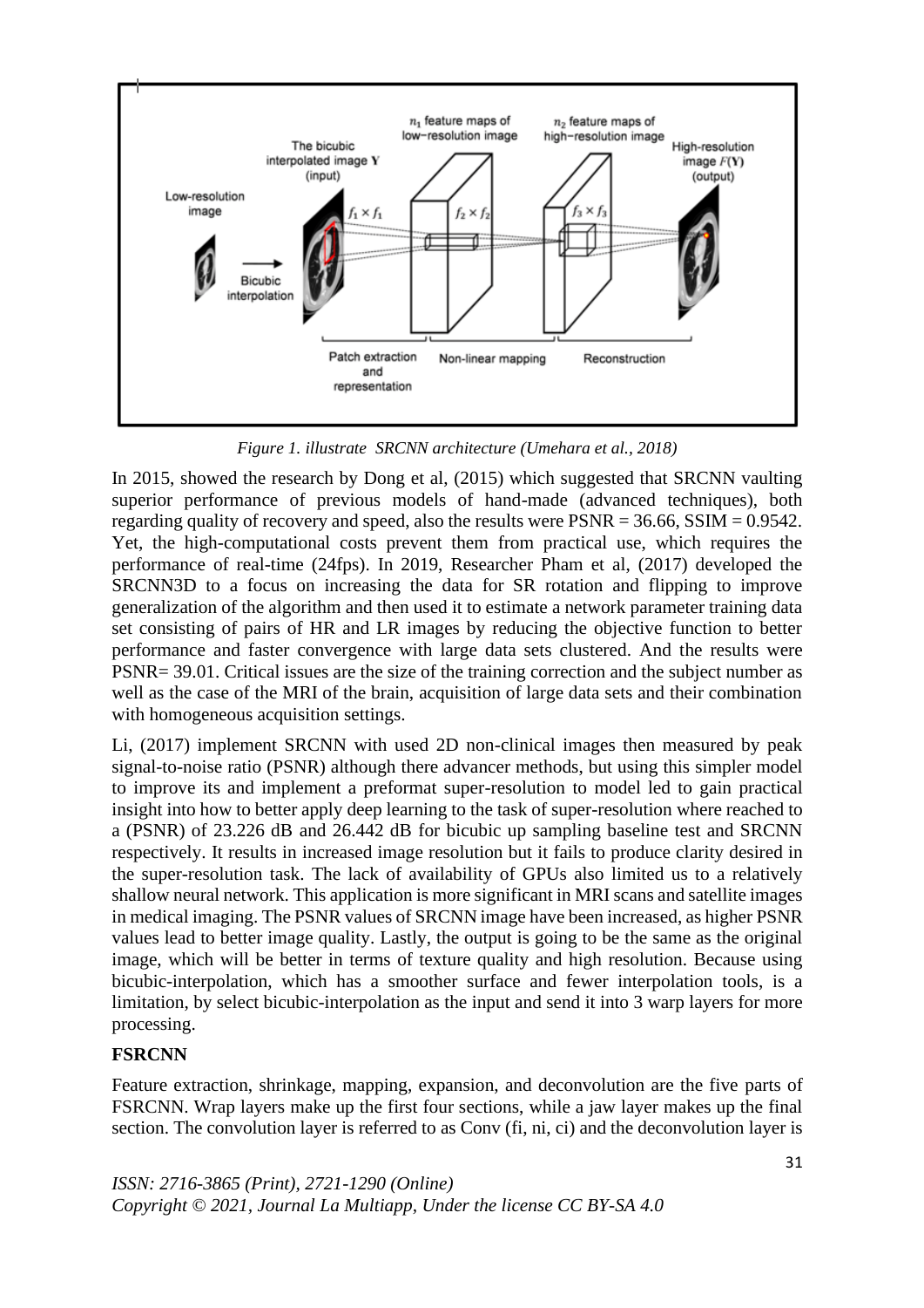*Figure 1. illustrate SRCNN architecture (Umehara et al., 2018)*

In 2015, showed the research by Dong et al, (2015) which suggested that SRCNN vaulting superior performance of previous models of hand-made (advanced techniques), both regarding quality of recovery and speed, also the results were PSNR = 36.66, SSIM = 0.9542. Yet, the high-computational costs prevent them from practical use, which requires the performance of real-time (24fps). In 2019, Researcher Pham et al, (2017) developed the SRCNN3D to a focus on increasing the data for SR rotation and flipping to improve generalization of the algorithm and then used it to estimate a network parameter training data set consisting of pairs of HR and LR images by reducing the objective function to better performance and faster convergence with large data sets clustered. And the results were PSNR= 39.01. Critical issues are the size of the training correction and the subject number as well as the case of the MRI of the brain, acquisition of large data sets and their combination with homogeneous acquisition settings.

Li, (2017) implement SRCNN with used 2D non-clinical images then measured by peak signal-to-noise ratio (PSNR) although there advancer methods, but using this simpler model to improve its and implement a preformat super-resolution to model led to gain practical insight into how to better apply deep learning to the task of super-resolution where reached to a (PSNR) of 23.226 dB and 26.442 dB for bicubic up sampling baseline test and SRCNN respectively. It results in increased image resolution but it fails to produce clarity desired in the super-resolution task. The lack of availability of GPUs also limited us to a relatively shallow neural network. This application is more significant in MRI scans and satellite images in medical imaging. The PSNR values of SRCNN image have been increased, as higher PSNR values lead to better image quality. Lastly, the output is going to be the same as the original image, which will be better in terms of texture quality and high resolution. Because using bicubic-interpolation, which has a smoother surface and fewer interpolation tools, is a limitation, by select bicubic-interpolation as the input and send it into 3 warp layers for more processing.

**FSRCNN**

Feature extraction, shrinkage, mapping, expansion, and deconvolution are the five parts of FSRCNN. Wrap layers make up the first four sections, while a jaw layer makes up the final section. The convolution layer is referred to as Conv (fi, ni, ci) and the deconvolution layer is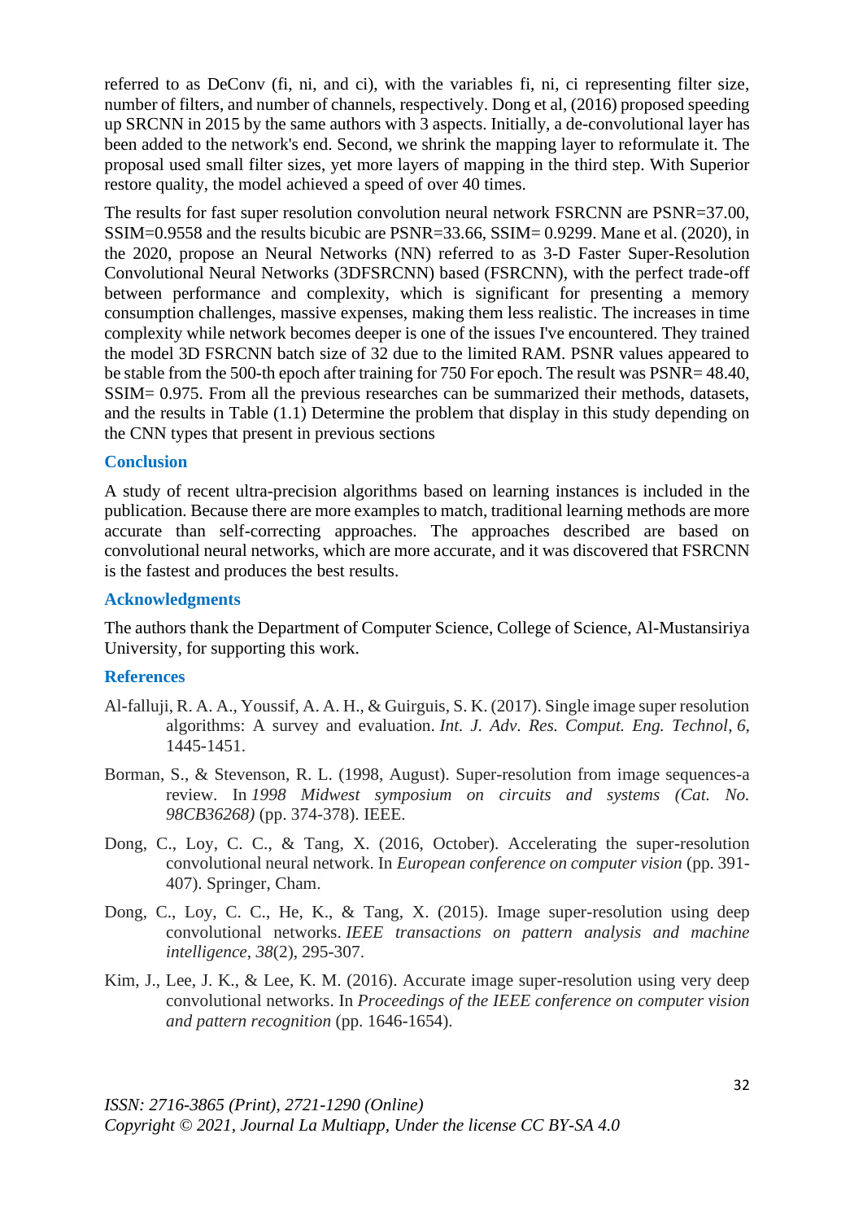referred to as DeConv (fi, ni, and ci), with the variables fi, ni, ci representing filter size, number of filters, and number of channels, respectively. Dong et al, (2016) proposed speeding up SRCNN in 2015 by the same authors with 3 aspects. Initially, a de-convolutional layer has been added to the network's end. Second, we shrink the mapping layer to reformulate it. The proposal used small filter sizes, yet more layers of mapping in the third step. With Superior restore quality, the model achieved a speed of over 40 times.

The results for fast super resolution convolution neural network FSRCNN are PSNR=37.00, SSIM=0.9558 and the results bicubic are PSNR=33.66, SSIM= 0.9299. Mane et al. (2020), in the 2020, propose an Neural Networks (NN) referred to as 3-D Faster Super-Resolution Convolutional Neural Networks (3DFSRCNN) based (FSRCNN), with the perfect trade-off between performance and complexity, which is significant for presenting a memory consumption challenges, massive expenses, making them less realistic. The increases in time complexity while network becomes deeper is one of the issues I've encountered. They trained the model 3D FSRCNN batch size of 32 due to the limited RAM. PSNR values appeared to be stable from the 500-th epoch after training for 750 For epoch. The result was PSNR= 48.40, SSIM= 0.975. From all the previous researches can be summarized their methods, datasets, and the results in Table (1.1) Determine the problem that display in this study depending on the CNN types that present in previous sections

## Conclusion

A study of recent ultra-precision algorithms based on learning instances is included in the publication. Because there are more examples to match, traditional learning methods are more accurate than self-correcting approaches. The approaches described are based on convolutional neural networks, which are more accurate, and it was discovered that FSRCNN is the fastest and produces the best results.

## Acknowledgments

The authors thank the Department of Computer Science, College of Science, Al-Mustansiriya University, for supporting this work.

## References

Al-falluji, R. A. A., Youssif, A. A. H., & Guirguis, S. K. (2017). Single image super resolution algorithms: A survey and evaluation. *Int. J. Adv. Res. Comput. Eng. Technol*, *6*, 1445-1451.

Borman, S., & Stevenson, R. L. (1998, August). Super-resolution from image sequences-a review. In *1998 Midwest symposium on circuits and systems (Cat. No. 98CB36268)* (pp. 374-378). IEEE.

Dong, C., Loy, C. C., & Tang, X. (2016, October). Accelerating the super-resolution convolutional neural network. In *European conference on computer vision* (pp. 391-407). Springer, Cham.

Dong, C., Loy, C. C., He, K., & Tang, X. (2015). Image super-resolution using deep convolutional networks. *IEEE transactions on pattern analysis and machine intelligence*, *38*(2), 295-307.

Kim, J., Lee, J. K., & Lee, K. M. (2016). Accurate image super-resolution using very deep convolutional networks. In *Proceedings of the IEEE conference on computer vision and pattern recognition* (pp. 1646-1654).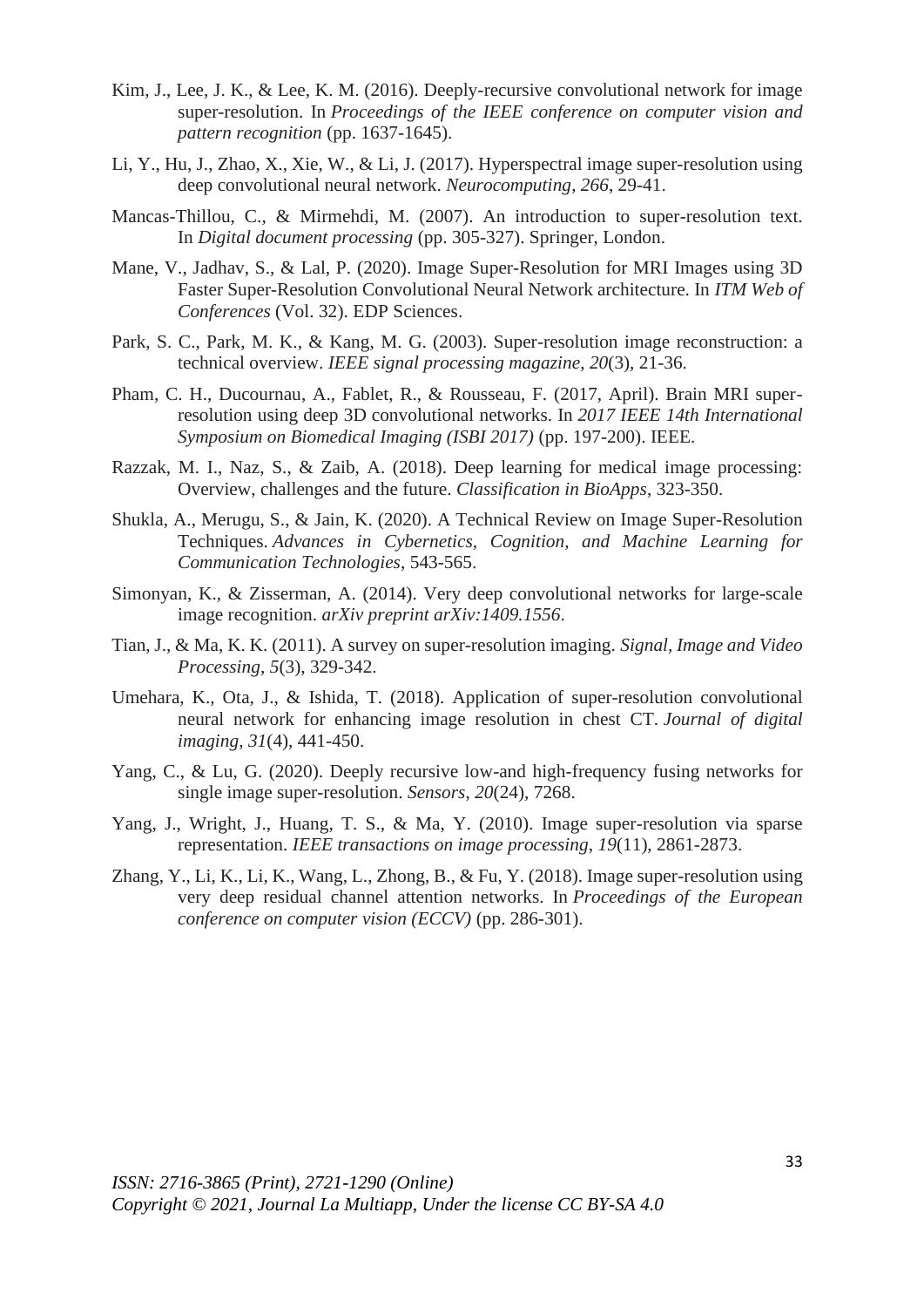Kim, J., Lee, J. K., & Lee, K. M. (2016). Deeply-recursive convolutional network for image super-resolution. In *Proceedings of the IEEE conference on computer vision and pattern recognition* (pp. 1637-1645).

Li, Y., Hu, J., Zhao, X., Xie, W., & Li, J. (2017). Hyperspectral image super-resolution using deep convolutional neural network. *Neurocomputing*, *266*, 29-41.

Mancas-Thillou, C., & Mirmehdi, M. (2007). An introduction to super-resolution text. In *Digital document processing* (pp. 305-327). Springer, London.

Mane, V., Jadhav, S., & Lal, P. (2020). Image Super-Resolution for MRI Images using 3D Faster Super-Resolution Convolutional Neural Network architecture. In *ITM Web of Conferences* (Vol. 32). EDP Sciences.

Park, S. C., Park, M. K., & Kang, M. G. (2003). Super-resolution image reconstruction: a technical overview. *IEEE signal processing magazine*, *20*(3), 21-36.

Pham, C. H., Ducournau, A., Fablet, R., & Rousseau, F. (2017, April). Brain MRI super-resolution using deep 3D convolutional networks. In *2017 IEEE 14th International Symposium on Biomedical Imaging (ISBI 2017)* (pp. 197-200). IEEE.

Razzak, M. I., Naz, S., & Zaib, A. (2018). Deep learning for medical image processing: Overview, challenges and the future. *Classification in BioApps*, 323-350.

Shukla, A., Merugu, S., & Jain, K. (2020). A Technical Review on Image Super-Resolution Techniques. *Advances in Cybernetics, Cognition, and Machine Learning for Communication Technologies*, 543-565.

Simonyan, K., & Zisserman, A. (2014). Very deep convolutional networks for large-scale image recognition. *arXiv preprint arXiv:1409.1556*.

Tian, J., & Ma, K. K. (2011). A survey on super-resolution imaging. *Signal, Image and Video Processing*, *5*(3), 329-342.

Umehara, K., Ota, J., & Ishida, T. (2018). Application of super-resolution convolutional neural network for enhancing image resolution in chest CT. *Journal of digital imaging*, *31*(4), 441-450.

Yang, C., & Lu, G. (2020). Deeply recursive low-and high-frequency fusing networks for single image super-resolution. *Sensors*, *20*(24), 7268.

Yang, J., Wright, J., Huang, T. S., & Ma, Y. (2010). Image super-resolution via sparse representation. *IEEE transactions on image processing*, *19*(11), 2861-2873.

Zhang, Y., Li, K., Li, K., Wang, L., Zhong, B., & Fu, Y. (2018). Image super-resolution using very deep residual channel attention networks. In *Proceedings of the European conference on computer vision (ECCV)* (pp. 286-301).